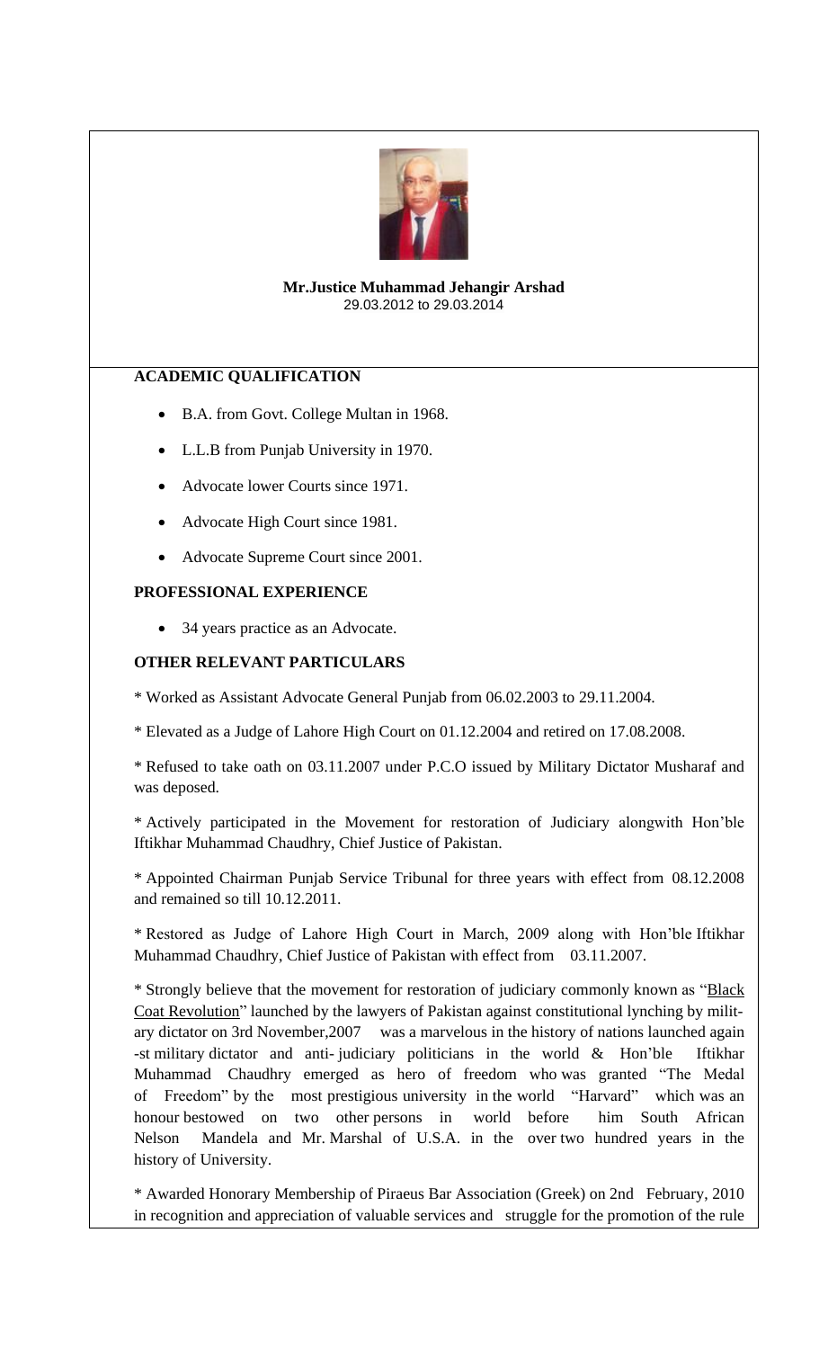**Mr.Justice Muhammad Jehangir Arshad**
29.03.2012 to 29.03.2014

## ACADEMIC QUALIFICATION

- B.A. from Govt. College Multan in 1968.
- L.L.B from Punjab University in 1970.
- Advocate lower Courts since 1971.
- Advocate High Court since 1981.
- Advocate Supreme Court since 2001.

## PROFESSIONAL EXPERIENCE

- 34 years practice as an Advocate.

## OTHER RELEVANT PARTICULARS

* Worked as Assistant Advocate General Punjab from 06.02.2003 to 29.11.2004.

* Elevated as a Judge of Lahore High Court on 01.12.2004 and retired on 17.08.2008.

* Refused to take oath on 03.11.2007 under P.C.O issued by Military Dictator Musharaf and was deposed.

* Actively participated in the Movement for restoration of Judiciary alongwith Hon'ble Iftikhar Muhammad Chaudhry, Chief Justice of Pakistan.

* Appointed Chairman Punjab Service Tribunal for three years with effect from 08.12.2008 and remained so till 10.12.2011.

* Restored as Judge of Lahore High Court in March, 2009 along with Hon'ble Iftikhar Muhammad Chaudhry, Chief Justice of Pakistan with effect from 03.11.2007.

* Strongly believe that the movement for restoration of judiciary commonly known as "Black Coat Revolution" launched by the lawyers of Pakistan against constitutional lynching by military dictator on 3rd November,2007 was a marvelous in the history of nations launched again -st military dictator and anti- judiciary politicians in the world & Hon'ble Iftikhar Muhammad Chaudhry emerged as hero of freedom who was granted "The Medal of Freedom" by the most prestigious university in the world "Harvard" which was an honour bestowed on two other persons in world before him South African Nelson Mandela and Mr. Marshal of U.S.A. in the over two hundred years in the history of University.

* Awarded Honorary Membership of Piraeus Bar Association (Greek) on 2nd February, 2010 in recognition and appreciation of valuable services and struggle for the promotion of the rule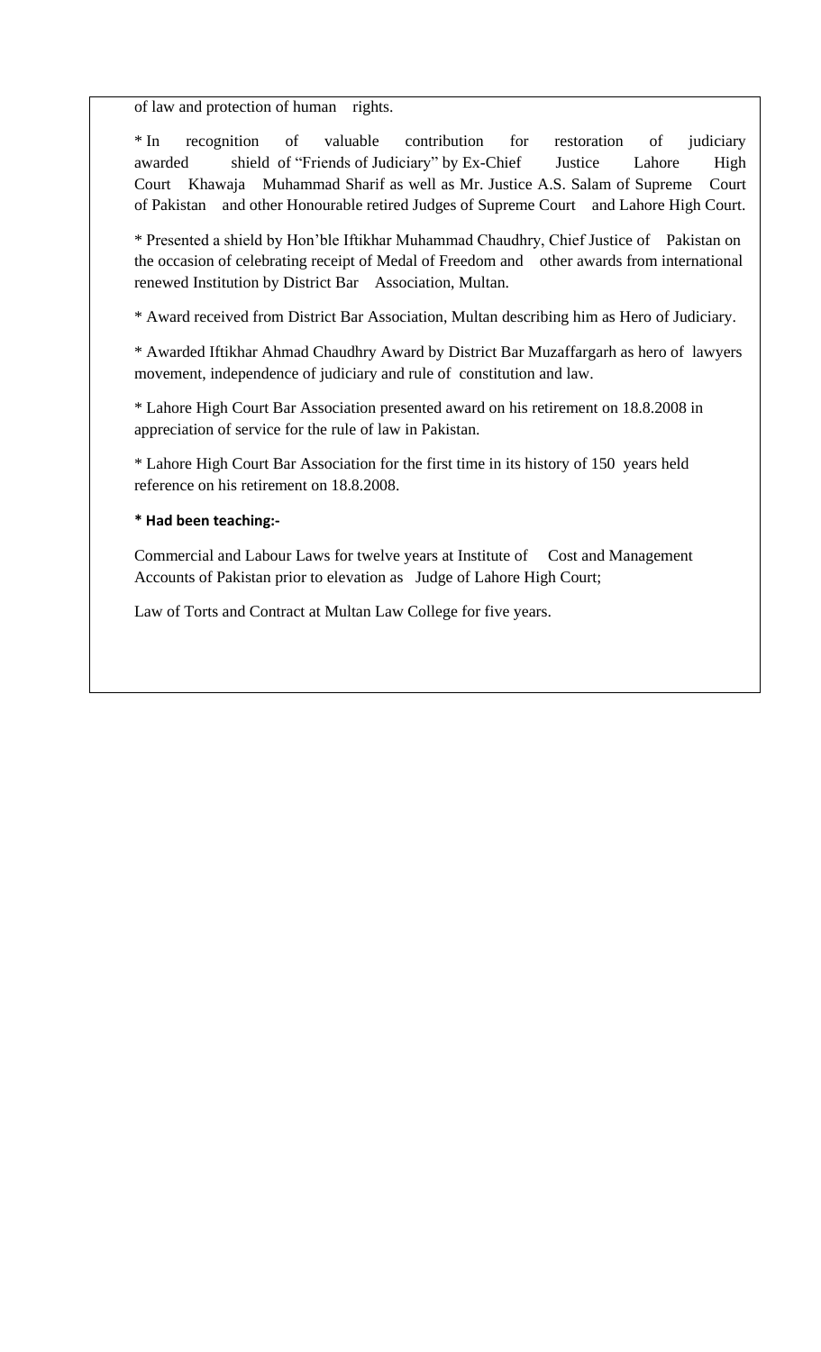of law and protection of human rights.

* In recognition of valuable contribution for restoration of judiciary awarded shield of "Friends of Judiciary" by Ex-Chief Justice Lahore High Court Khawaja Muhammad Sharif as well as Mr. Justice A.S. Salam of Supreme Court of Pakistan and other Honourable retired Judges of Supreme Court and Lahore High Court.

* Presented a shield by Hon'ble Iftikhar Muhammad Chaudhry, Chief Justice of Pakistan on the occasion of celebrating receipt of Medal of Freedom and other awards from international renewed Institution by District Bar Association, Multan.

* Award received from District Bar Association, Multan describing him as Hero of Judiciary.

* Awarded Iftikhar Ahmad Chaudhry Award by District Bar Muzaffargarh as hero of lawyers movement, independence of judiciary and rule of constitution and law.

* Lahore High Court Bar Association presented award on his retirement on 18.8.2008 in appreciation of service for the rule of law in Pakistan.

* Lahore High Court Bar Association for the first time in its history of 150 years held reference on his retirement on 18.8.2008.

**\* Had been teaching:-**

Commercial and Labour Laws for twelve years at Institute of Cost and Management Accounts of Pakistan prior to elevation as Judge of Lahore High Court;

Law of Torts and Contract at Multan Law College for five years.